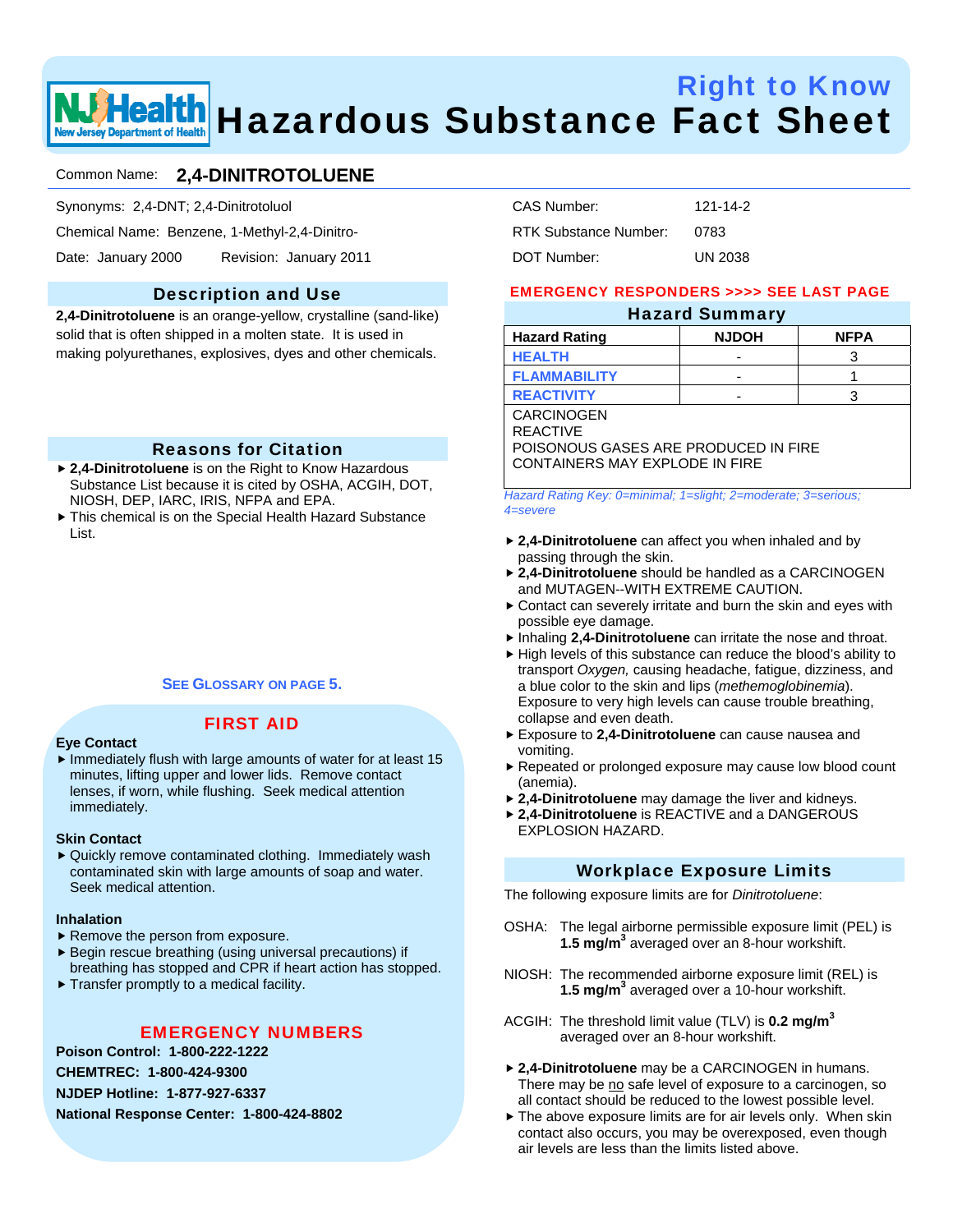# Right to Know Hazardous Substance Fact Sheet

NJ Health — New Jersey Department of Health

Common Name: **2,4-DINITROTOLUENE**

Synonyms: 2,4-DNT; 2,4-Dinitrotoluol

Chemical Name: Benzene, 1-Methyl-2,4-Dinitro-

Date: January 2000 Revision: January 2011

CAS Number: 121-14-2

RTK Substance Number: 0783

DOT Number: UN 2038

## Description and Use

**2,4-Dinitrotoluene** is an orange-yellow, crystalline (sand-like) solid that is often shipped in a molten state. It is used in making polyurethanes, explosives, dyes and other chemicals.

## Reasons for Citation

- **2,4-Dinitrotoluene** is on the Right to Know Hazardous Substance List because it is cited by OSHA, ACGIH, DOT, NIOSH, DEP, IARC, IRIS, NFPA and EPA.
- This chemical is on the Special Health Hazard Substance List.

SEE GLOSSARY ON PAGE 5.

## FIRST AID

**Eye Contact**

- Immediately flush with large amounts of water for at least 15 minutes, lifting upper and lower lids. Remove contact lenses, if worn, while flushing. Seek medical attention immediately.

**Skin Contact**

- Quickly remove contaminated clothing. Immediately wash contaminated skin with large amounts of soap and water. Seek medical attention.

**Inhalation**

- Remove the person from exposure.
- Begin rescue breathing (using universal precautions) if breathing has stopped and CPR if heart action has stopped.
- Transfer promptly to a medical facility.

## EMERGENCY NUMBERS

**Poison Control: 1-800-222-1222**

**CHEMTREC: 1-800-424-9300**

**NJDEP Hotline: 1-877-927-6337**

**National Response Center: 1-800-424-8802**

**EMERGENCY RESPONDERS >>>> SEE LAST PAGE**

## Hazard Summary

| Hazard Rating | NJDOH | NFPA |
|---|---|---|
| HEALTH | - | 3 |
| FLAMMABILITY | - | 1 |
| REACTIVITY | - | 3 |

CARCINOGEN
REACTIVE
POISONOUS GASES ARE PRODUCED IN FIRE
CONTAINERS MAY EXPLODE IN FIRE

*Hazard Rating Key: 0=minimal; 1=slight; 2=moderate; 3=serious; 4=severe*

- **2,4-Dinitrotoluene** can affect you when inhaled and by passing through the skin.
- **2,4-Dinitrotoluene** should be handled as a CARCINOGEN and MUTAGEN--WITH EXTREME CAUTION.
- Contact can severely irritate and burn the skin and eyes with possible eye damage.
- Inhaling **2,4-Dinitrotoluene** can irritate the nose and throat.
- High levels of this substance can reduce the blood's ability to transport *Oxygen,* causing headache, fatigue, dizziness, and a blue color to the skin and lips (*methemoglobinemia*). Exposure to very high levels can cause trouble breathing, collapse and even death.
- Exposure to **2,4-Dinitrotoluene** can cause nausea and vomiting.
- Repeated or prolonged exposure may cause low blood count (anemia).
- **2,4-Dinitrotoluene** may damage the liver and kidneys.
- **2,4-Dinitrotoluene** is REACTIVE and a DANGEROUS EXPLOSION HAZARD.

## Workplace Exposure Limits

The following exposure limits are for *Dinitrotoluene*:

OSHA: The legal airborne permissible exposure limit (PEL) is **1.5 mg/m$^3$** averaged over an 8-hour workshift.

NIOSH: The recommended airborne exposure limit (REL) is **1.5 mg/m$^3$** averaged over a 10-hour workshift.

ACGIH: The threshold limit value (TLV) is **0.2 mg/m$^3$** averaged over an 8-hour workshift.

- **2,4-Dinitrotoluene** may be a CARCINOGEN in humans. There may be no safe level of exposure to a carcinogen, so all contact should be reduced to the lowest possible level.
- The above exposure limits are for air levels only. When skin contact also occurs, you may be overexposed, even though air levels are less than the limits listed above.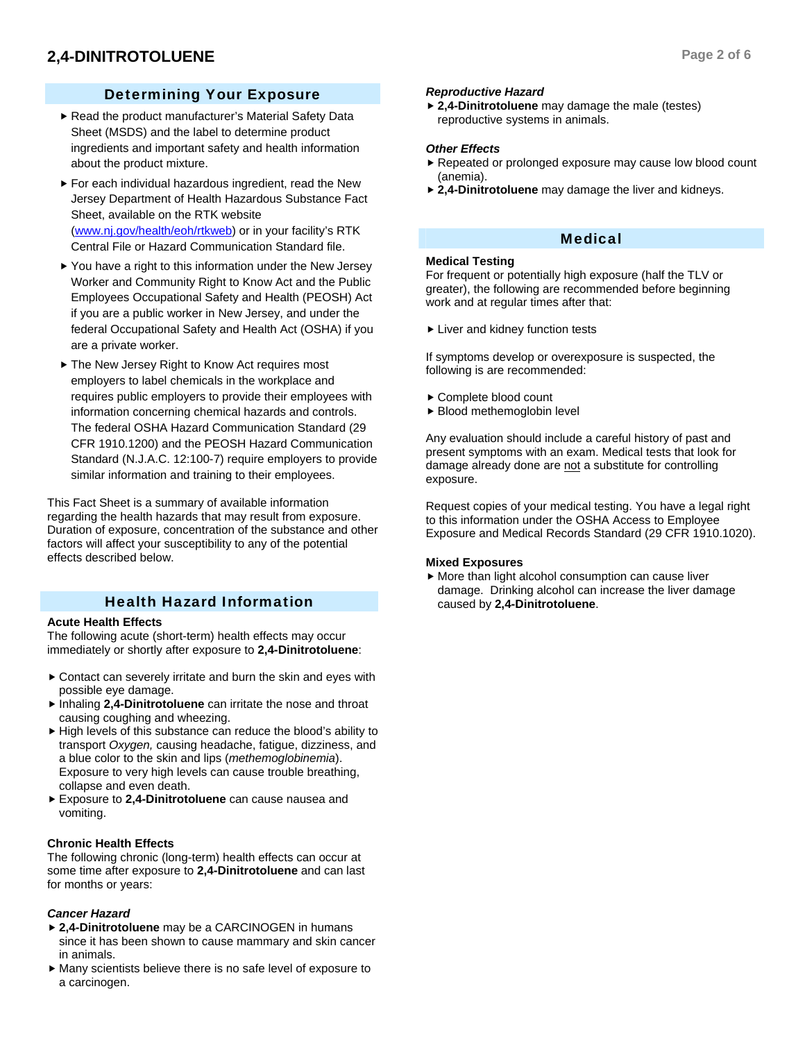## Determining Your Exposure

- Read the product manufacturer's Material Safety Data Sheet (MSDS) and the label to determine product ingredients and important safety and health information about the product mixture.
- For each individual hazardous ingredient, read the New Jersey Department of Health Hazardous Substance Fact Sheet, available on the RTK website ([www.nj.gov/health/eoh/rtkweb](http://www.nj.gov/health/eoh/rtkweb)) or in your facility's RTK Central File or Hazard Communication Standard file.
- You have a right to this information under the New Jersey Worker and Community Right to Know Act and the Public Employees Occupational Safety and Health (PEOSH) Act if you are a public worker in New Jersey, and under the federal Occupational Safety and Health Act (OSHA) if you are a private worker.
- The New Jersey Right to Know Act requires most employers to label chemicals in the workplace and requires public employers to provide their employees with information concerning chemical hazards and controls. The federal OSHA Hazard Communication Standard (29 CFR 1910.1200) and the PEOSH Hazard Communication Standard (N.J.A.C. 12:100-7) require employers to provide similar information and training to their employees.

This Fact Sheet is a summary of available information regarding the health hazards that may result from exposure. Duration of exposure, concentration of the substance and other factors will affect your susceptibility to any of the potential effects described below.

## Health Hazard Information

**Acute Health Effects**

The following acute (short-term) health effects may occur immediately or shortly after exposure to **2,4-Dinitrotoluene**:

- Contact can severely irritate and burn the skin and eyes with possible eye damage.
- Inhaling **2,4-Dinitrotoluene** can irritate the nose and throat causing coughing and wheezing.
- High levels of this substance can reduce the blood's ability to transport *Oxygen,* causing headache, fatigue, dizziness, and a blue color to the skin and lips (*methemoglobinemia*). Exposure to very high levels can cause trouble breathing, collapse and even death.
- Exposure to **2,4-Dinitrotoluene** can cause nausea and vomiting.

**Chronic Health Effects**

The following chronic (long-term) health effects can occur at some time after exposure to **2,4-Dinitrotoluene** and can last for months or years:

***Cancer Hazard***

- **2,4-Dinitrotoluene** may be a CARCINOGEN in humans since it has been shown to cause mammary and skin cancer in animals.
- Many scientists believe there is no safe level of exposure to a carcinogen.

***Reproductive Hazard***

- **2,4-Dinitrotoluene** may damage the male (testes) reproductive systems in animals.

***Other Effects***

- Repeated or prolonged exposure may cause low blood count (anemia).
- **2,4-Dinitrotoluene** may damage the liver and kidneys.

## Medical

**Medical Testing**

For frequent or potentially high exposure (half the TLV or greater), the following are recommended before beginning work and at regular times after that:

- Liver and kidney function tests

If symptoms develop or overexposure is suspected, the following is are recommended:

- Complete blood count
- Blood methemoglobin level

Any evaluation should include a careful history of past and present symptoms with an exam. Medical tests that look for damage already done are not a substitute for controlling exposure.

Request copies of your medical testing. You have a legal right to this information under the OSHA Access to Employee Exposure and Medical Records Standard (29 CFR 1910.1020).

**Mixed Exposures**

- More than light alcohol consumption can cause liver damage. Drinking alcohol can increase the liver damage caused by **2,4-Dinitrotoluene**.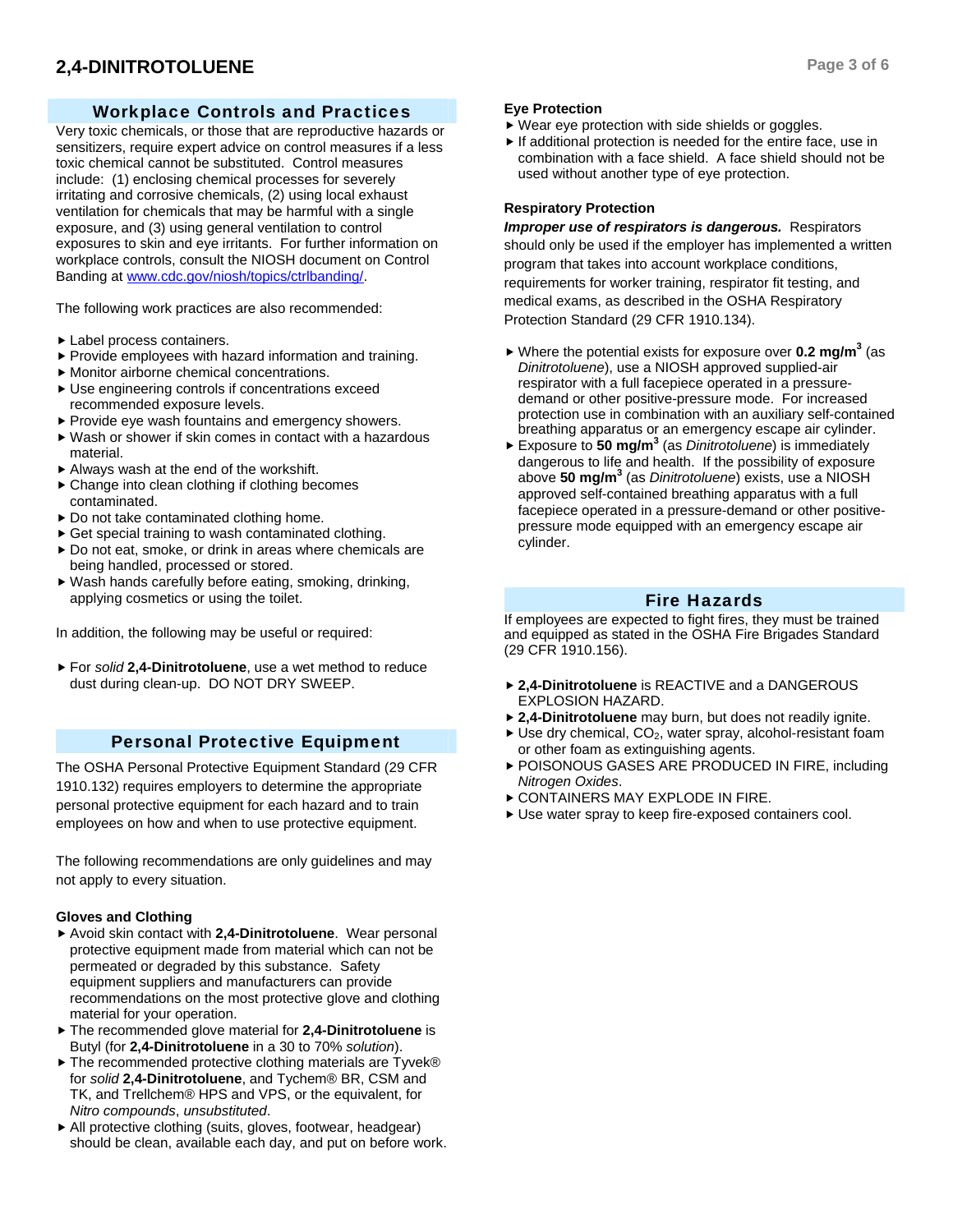# 2,4-DINITROTOLUENE

## Workplace Controls and Practices

Very toxic chemicals, or those that are reproductive hazards or sensitizers, require expert advice on control measures if a less toxic chemical cannot be substituted. Control measures include: (1) enclosing chemical processes for severely irritating and corrosive chemicals, (2) using local exhaust ventilation for chemicals that may be harmful with a single exposure, and (3) using general ventilation to control exposures to skin and eye irritants. For further information on workplace controls, consult the NIOSH document on Control Banding at www.cdc.gov/niosh/topics/ctrlbanding/.

The following work practices are also recommended:

- Label process containers.
- Provide employees with hazard information and training.
- Monitor airborne chemical concentrations.
- Use engineering controls if concentrations exceed recommended exposure levels.
- Provide eye wash fountains and emergency showers.
- Wash or shower if skin comes in contact with a hazardous material.
- Always wash at the end of the workshift.
- Change into clean clothing if clothing becomes contaminated.
- Do not take contaminated clothing home.
- Get special training to wash contaminated clothing.
- Do not eat, smoke, or drink in areas where chemicals are being handled, processed or stored.
- Wash hands carefully before eating, smoking, drinking, applying cosmetics or using the toilet.

In addition, the following may be useful or required:

- For *solid* **2,4-Dinitrotoluene**, use a wet method to reduce dust during clean-up. DO NOT DRY SWEEP.

## Personal Protective Equipment

The OSHA Personal Protective Equipment Standard (29 CFR 1910.132) requires employers to determine the appropriate personal protective equipment for each hazard and to train employees on how and when to use protective equipment.

The following recommendations are only guidelines and may not apply to every situation.

### Gloves and Clothing

- Avoid skin contact with **2,4-Dinitrotoluene**. Wear personal protective equipment made from material which can not be permeated or degraded by this substance. Safety equipment suppliers and manufacturers can provide recommendations on the most protective glove and clothing material for your operation.
- The recommended glove material for **2,4-Dinitrotoluene** is Butyl (for **2,4-Dinitrotoluene** in a 30 to 70% *solution*).
- The recommended protective clothing materials are Tyvek® for *solid* **2,4-Dinitrotoluene**, and Tychem® BR, CSM and TK, and Trellchem® HPS and VPS, or the equivalent, for *Nitro compounds*, *unsubstituted*.
- All protective clothing (suits, gloves, footwear, headgear) should be clean, available each day, and put on before work.

### Eye Protection

- Wear eye protection with side shields or goggles.
- If additional protection is needed for the entire face, use in combination with a face shield. A face shield should not be used without another type of eye protection.

### Respiratory Protection

***Improper use of respirators is dangerous.*** Respirators should only be used if the employer has implemented a written program that takes into account workplace conditions, requirements for worker training, respirator fit testing, and medical exams, as described in the OSHA Respiratory Protection Standard (29 CFR 1910.134).

- Where the potential exists for exposure over **0.2 $mg/m^3$** (as *Dinitrotoluene*), use a NIOSH approved supplied-air respirator with a full facepiece operated in a pressure-demand or other positive-pressure mode. For increased protection use in combination with an auxiliary self-contained breathing apparatus or an emergency escape air cylinder.
- Exposure to **50 $mg/m^3$** (as *Dinitrotoluene*) is immediately dangerous to life and health. If the possibility of exposure above **50 $mg/m^3$** (as *Dinitrotoluene*) exists, use a NIOSH approved self-contained breathing apparatus with a full facepiece operated in a pressure-demand or other positive-pressure mode equipped with an emergency escape air cylinder.

## Fire Hazards

If employees are expected to fight fires, they must be trained and equipped as stated in the OSHA Fire Brigades Standard (29 CFR 1910.156).

- **2,4-Dinitrotoluene** is REACTIVE and a DANGEROUS EXPLOSION HAZARD.
- **2,4-Dinitrotoluene** may burn, but does not readily ignite.
- Use dry chemical, $CO_2$, water spray, alcohol-resistant foam or other foam as extinguishing agents.
- POISONOUS GASES ARE PRODUCED IN FIRE, including *Nitrogen Oxides*.
- CONTAINERS MAY EXPLODE IN FIRE.
- Use water spray to keep fire-exposed containers cool.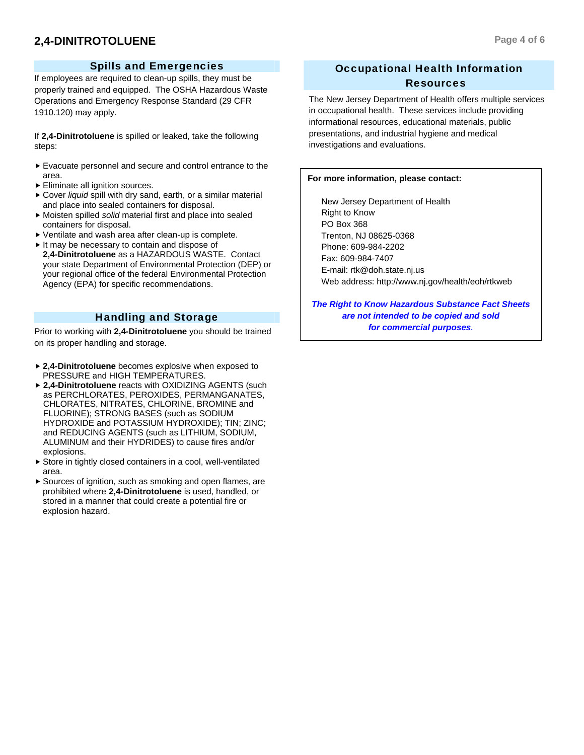## Spills and Emergencies

If employees are required to clean-up spills, they must be properly trained and equipped. The OSHA Hazardous Waste Operations and Emergency Response Standard (29 CFR 1910.120) may apply.

If **2,4-Dinitrotoluene** is spilled or leaked, take the following steps:

- Evacuate personnel and secure and control entrance to the area.
- Eliminate all ignition sources.
- Cover *liquid* spill with dry sand, earth, or a similar material and place into sealed containers for disposal.
- Moisten spilled *solid* material first and place into sealed containers for disposal.
- Ventilate and wash area after clean-up is complete.
- It may be necessary to contain and dispose of **2,4-Dinitrotoluene** as a HAZARDOUS WASTE. Contact your state Department of Environmental Protection (DEP) or your regional office of the federal Environmental Protection Agency (EPA) for specific recommendations.

## Handling and Storage

Prior to working with **2,4-Dinitrotoluene** you should be trained on its proper handling and storage.

- **2,4-Dinitrotoluene** becomes explosive when exposed to PRESSURE and HIGH TEMPERATURES.
- **2,4-Dinitrotoluene** reacts with OXIDIZING AGENTS (such as PERCHLORATES, PEROXIDES, PERMANGANATES, CHLORATES, NITRATES, CHLORINE, BROMINE and FLUORINE); STRONG BASES (such as SODIUM HYDROXIDE and POTASSIUM HYDROXIDE); TIN; ZINC; and REDUCING AGENTS (such as LITHIUM, SODIUM, ALUMINUM and their HYDRIDES) to cause fires and/or explosions.
- Store in tightly closed containers in a cool, well-ventilated area.
- Sources of ignition, such as smoking and open flames, are prohibited where **2,4-Dinitrotoluene** is used, handled, or stored in a manner that could create a potential fire or explosion hazard.

## Occupational Health Information Resources

The New Jersey Department of Health offers multiple services in occupational health. These services include providing informational resources, educational materials, public presentations, and industrial hygiene and medical investigations and evaluations.

**For more information, please contact:**

New Jersey Department of Health
Right to Know
PO Box 368
Trenton, NJ 08625-0368
Phone: 609-984-2202
Fax: 609-984-7407
E-mail: rtk@doh.state.nj.us
Web address: http://www.nj.gov/health/eoh/rtkweb

***The Right to Know Hazardous Substance Fact Sheets are not intended to be copied and sold for commercial purposes.***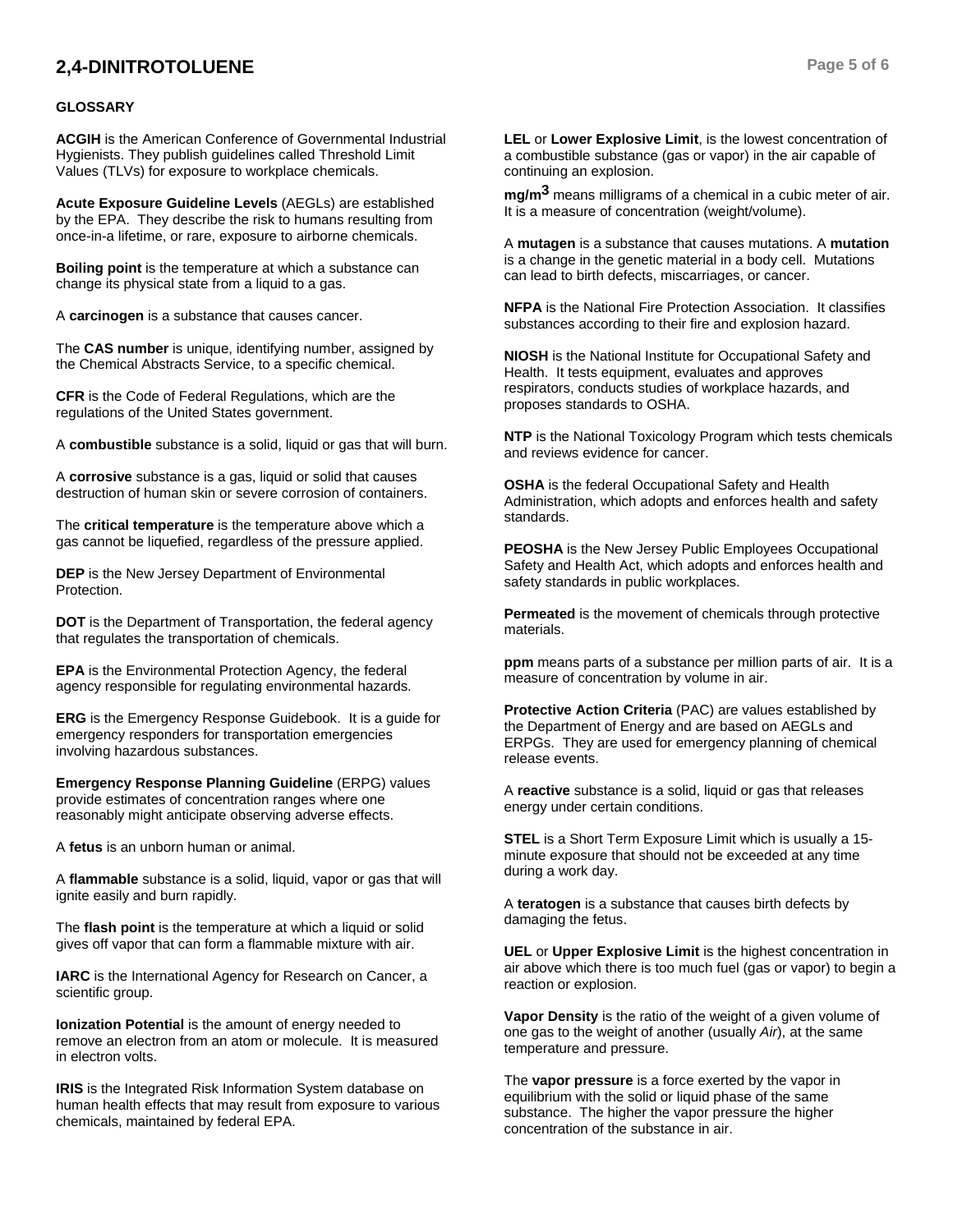## GLOSSARY

**ACGIH** is the American Conference of Governmental Industrial Hygienists. They publish guidelines called Threshold Limit Values (TLVs) for exposure to workplace chemicals.

**Acute Exposure Guideline Levels** (AEGLs) are established by the EPA. They describe the risk to humans resulting from once-in-a lifetime, or rare, exposure to airborne chemicals.

**Boiling point** is the temperature at which a substance can change its physical state from a liquid to a gas.

A **carcinogen** is a substance that causes cancer.

The **CAS number** is unique, identifying number, assigned by the Chemical Abstracts Service, to a specific chemical.

**CFR** is the Code of Federal Regulations, which are the regulations of the United States government.

A **combustible** substance is a solid, liquid or gas that will burn.

A **corrosive** substance is a gas, liquid or solid that causes destruction of human skin or severe corrosion of containers.

The **critical temperature** is the temperature above which a gas cannot be liquefied, regardless of the pressure applied.

**DEP** is the New Jersey Department of Environmental Protection.

**DOT** is the Department of Transportation, the federal agency that regulates the transportation of chemicals.

**EPA** is the Environmental Protection Agency, the federal agency responsible for regulating environmental hazards.

**ERG** is the Emergency Response Guidebook. It is a guide for emergency responders for transportation emergencies involving hazardous substances.

**Emergency Response Planning Guideline** (ERPG) values provide estimates of concentration ranges where one reasonably might anticipate observing adverse effects.

A **fetus** is an unborn human or animal.

A **flammable** substance is a solid, liquid, vapor or gas that will ignite easily and burn rapidly.

The **flash point** is the temperature at which a liquid or solid gives off vapor that can form a flammable mixture with air.

**IARC** is the International Agency for Research on Cancer, a scientific group.

**Ionization Potential** is the amount of energy needed to remove an electron from an atom or molecule. It is measured in electron volts.

**IRIS** is the Integrated Risk Information System database on human health effects that may result from exposure to various chemicals, maintained by federal EPA.

**LEL** or **Lower Explosive Limit**, is the lowest concentration of a combustible substance (gas or vapor) in the air capable of continuing an explosion.

**$mg/m^3$** means milligrams of a chemical in a cubic meter of air. It is a measure of concentration (weight/volume).

A **mutagen** is a substance that causes mutations. A **mutation** is a change in the genetic material in a body cell. Mutations can lead to birth defects, miscarriages, or cancer.

**NFPA** is the National Fire Protection Association. It classifies substances according to their fire and explosion hazard.

**NIOSH** is the National Institute for Occupational Safety and Health. It tests equipment, evaluates and approves respirators, conducts studies of workplace hazards, and proposes standards to OSHA.

**NTP** is the National Toxicology Program which tests chemicals and reviews evidence for cancer.

**OSHA** is the federal Occupational Safety and Health Administration, which adopts and enforces health and safety standards.

**PEOSHA** is the New Jersey Public Employees Occupational Safety and Health Act, which adopts and enforces health and safety standards in public workplaces.

**Permeated** is the movement of chemicals through protective materials.

**ppm** means parts of a substance per million parts of air. It is a measure of concentration by volume in air.

**Protective Action Criteria** (PAC) are values established by the Department of Energy and are based on AEGLs and ERPGs. They are used for emergency planning of chemical release events.

A **reactive** substance is a solid, liquid or gas that releases energy under certain conditions.

**STEL** is a Short Term Exposure Limit which is usually a 15-minute exposure that should not be exceeded at any time during a work day.

A **teratogen** is a substance that causes birth defects by damaging the fetus.

**UEL** or **Upper Explosive Limit** is the highest concentration in air above which there is too much fuel (gas or vapor) to begin a reaction or explosion.

**Vapor Density** is the ratio of the weight of a given volume of one gas to the weight of another (usually *Air*), at the same temperature and pressure.

The **vapor pressure** is a force exerted by the vapor in equilibrium with the solid or liquid phase of the same substance. The higher the vapor pressure the higher concentration of the substance in air.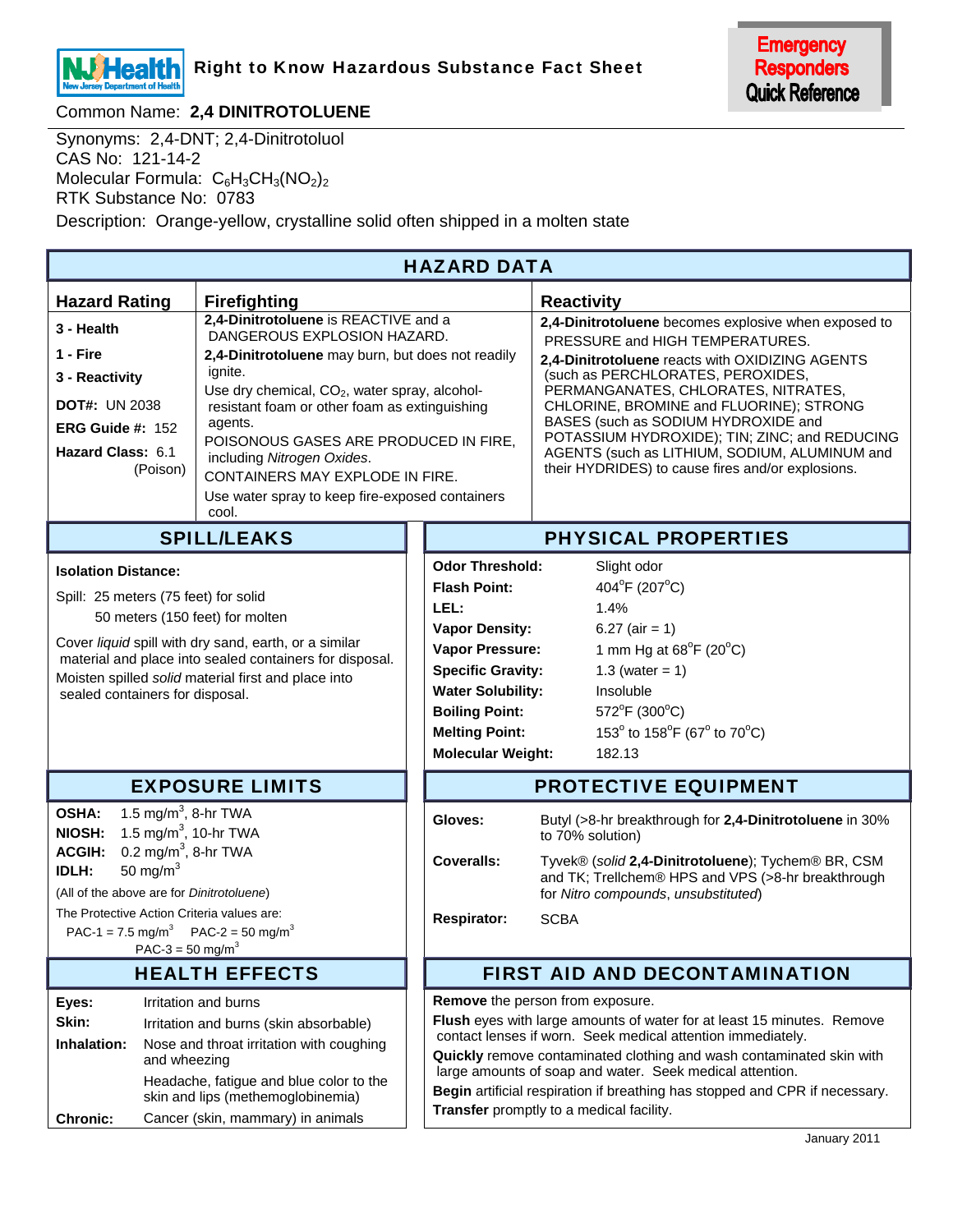**NJ Health** New Jersey Department of Health

**Right to Know Hazardous Substance Fact Sheet**

**Emergency Responders Quick Reference**

Common Name: **2,4 DINITROTOLUENE**

Synonyms: 2,4-DNT; 2,4-Dinitrotoluol
CAS No: 121-14-2
Molecular Formula: $C_6H_3CH_3(NO_2)_2$
RTK Substance No: 0783
Description: Orange-yellow, crystalline solid often shipped in a molten state

## HAZARD DATA

| Hazard Rating | Firefighting | Reactivity |
|---|---|---|
| **3 - Health**<br>**1 - Fire**<br>**3 - Reactivity**<br>**DOT#:** UN 2038<br>**ERG Guide #:** 152<br>**Hazard Class:** 6.1 (Poison) | **2,4-Dinitrotoluene** is REACTIVE and a DANGEROUS EXPLOSION HAZARD.<br>**2,4-Dinitrotoluene** may burn, but does not readily ignite.<br>Use dry chemical, $CO_2$, water spray, alcohol-resistant foam or other foam as extinguishing agents.<br>POISONOUS GASES ARE PRODUCED IN FIRE, including *Nitrogen Oxides*.<br>CONTAINERS MAY EXPLODE IN FIRE.<br>Use water spray to keep fire-exposed containers cool. | **2,4-Dinitrotoluene** becomes explosive when exposed to PRESSURE and HIGH TEMPERATURES.<br>**2,4-Dinitrotoluene** reacts with OXIDIZING AGENTS (such as PERCHLORATES, PEROXIDES, PERMANGANATES, CHLORATES, NITRATES, CHLORINE, BROMINE and FLUORINE); STRONG BASES (such as SODIUM HYDROXIDE and POTASSIUM HYDROXIDE); TIN; ZINC; and REDUCING AGENTS (such as LITHIUM, SODIUM, ALUMINUM and their HYDRIDES) to cause fires and/or explosions. |

## SPILL/LEAKS

**Isolation Distance:**

Spill: 25 meters (75 feet) for solid
50 meters (150 feet) for molten

Cover *liquid* spill with dry sand, earth, or a similar material and place into sealed containers for disposal.

Moisten spilled *solid* material first and place into sealed containers for disposal.

## PHYSICAL PROPERTIES

| | |
|---|---|
| **Odor Threshold:** | Slight odor |
| **Flash Point:** | 404°F (207°C) |
| **LEL:** | 1.4% |
| **Vapor Density:** | 6.27 (air = 1) |
| **Vapor Pressure:** | 1 mm Hg at 68°F (20°C) |
| **Specific Gravity:** | 1.3 (water = 1) |
| **Water Solubility:** | Insoluble |
| **Boiling Point:** | 572°F (300°C) |
| **Melting Point:** | 153° to 158°F (67° to 70°C) |
| **Molecular Weight:** | 182.13 |

## EXPOSURE LIMITS

**OSHA:** 1.5 mg/m$^3$, 8-hr TWA
**NIOSH:** 1.5 mg/m$^3$, 10-hr TWA
**ACGIH:** 0.2 mg/m$^3$, 8-hr TWA
**IDLH:** 50 mg/m$^3$

(All of the above are for *Dinitrotoluene*)

The Protective Action Criteria values are:
PAC-1 = 7.5 mg/m$^3$ PAC-2 = 50 mg/m$^3$
PAC-3 = 50 mg/m$^3$

## PROTECTIVE EQUIPMENT

| | |
|---|---|
| **Gloves:** | Butyl (>8-hr breakthrough for **2,4-Dinitrotoluene** in 30% to 70% solution) |
| **Coveralls:** | Tyvek® (*solid* **2,4-Dinitrotoluene**); Tychem® BR, CSM and TK; Trellchem® HPS and VPS (>8-hr breakthrough for *Nitro compounds, unsubstituted*) |
| **Respirator:** | SCBA |

## HEALTH EFFECTS

| | |
|---|---|
| **Eyes:** | Irritation and burns |
| **Skin:** | Irritation and burns (skin absorbable) |
| **Inhalation:** | Nose and throat irritation with coughing and wheezing<br>Headache, fatigue and blue color to the skin and lips (methemoglobinemia) |
| **Chronic:** | Cancer (skin, mammary) in animals |

## FIRST AID AND DECONTAMINATION

**Remove** the person from exposure.

**Flush** eyes with large amounts of water for at least 15 minutes. Remove contact lenses if worn. Seek medical attention immediately.

**Quickly** remove contaminated clothing and wash contaminated skin with large amounts of soap and water. Seek medical attention.

**Begin** artificial respiration if breathing has stopped and CPR if necessary.

**Transfer** promptly to a medical facility.

January 2011